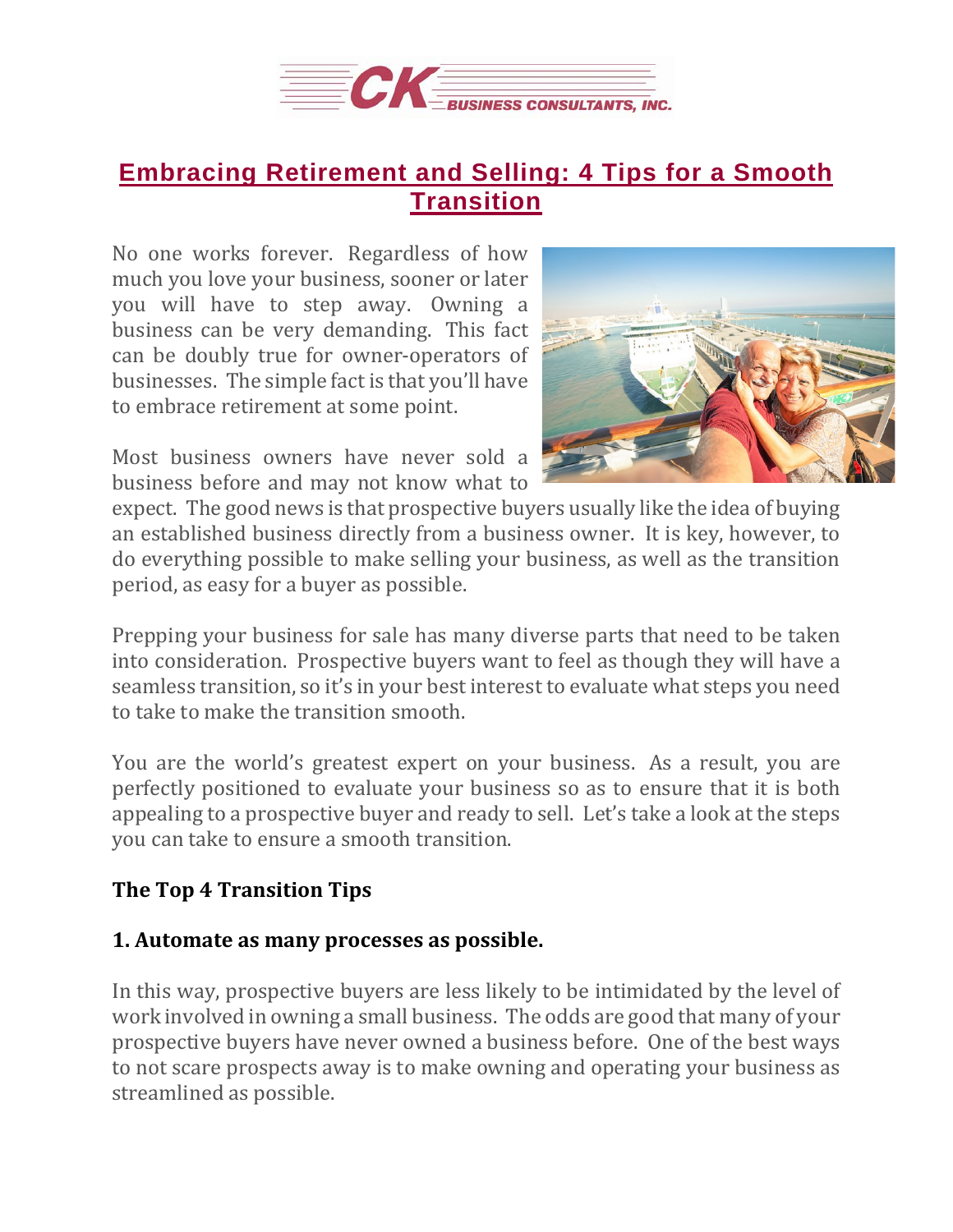# Embracing Retirement and Selling: 4 Tips for a Smooth Transition

No one works forever. Regardless of how much you love your business, sooner or later you will have to step away. Owning a business can be very demanding. This fact can be doubly true for owner-operators of businesses. The simple fact is that you'll have to embrace retirement at some point.

Most business owners have never sold a business before and may not know what to expect. The good news is that prospective buyers usually like the idea of buying an established business directly from a business owner. It is key, however, to do everything possible to make selling your business, as well as the transition period, as easy for a buyer as possible.

Prepping your business for sale has many diverse parts that need to be taken into consideration. Prospective buyers want to feel as though they will have a seamless transition, so it's in your best interest to evaluate what steps you need to take to make the transition smooth.

You are the world's greatest expert on your business. As a result, you are perfectly positioned to evaluate your business so as to ensure that it is both appealing to a prospective buyer and ready to sell. Let's take a look at the steps you can take to ensure a smooth transition.

## The Top 4 Transition Tips

### 1. Automate as many processes as possible.

In this way, prospective buyers are less likely to be intimidated by the level of work involved in owning a small business. The odds are good that many of your prospective buyers have never owned a business before. One of the best ways to not scare prospects away is to make owning and operating your business as streamlined as possible.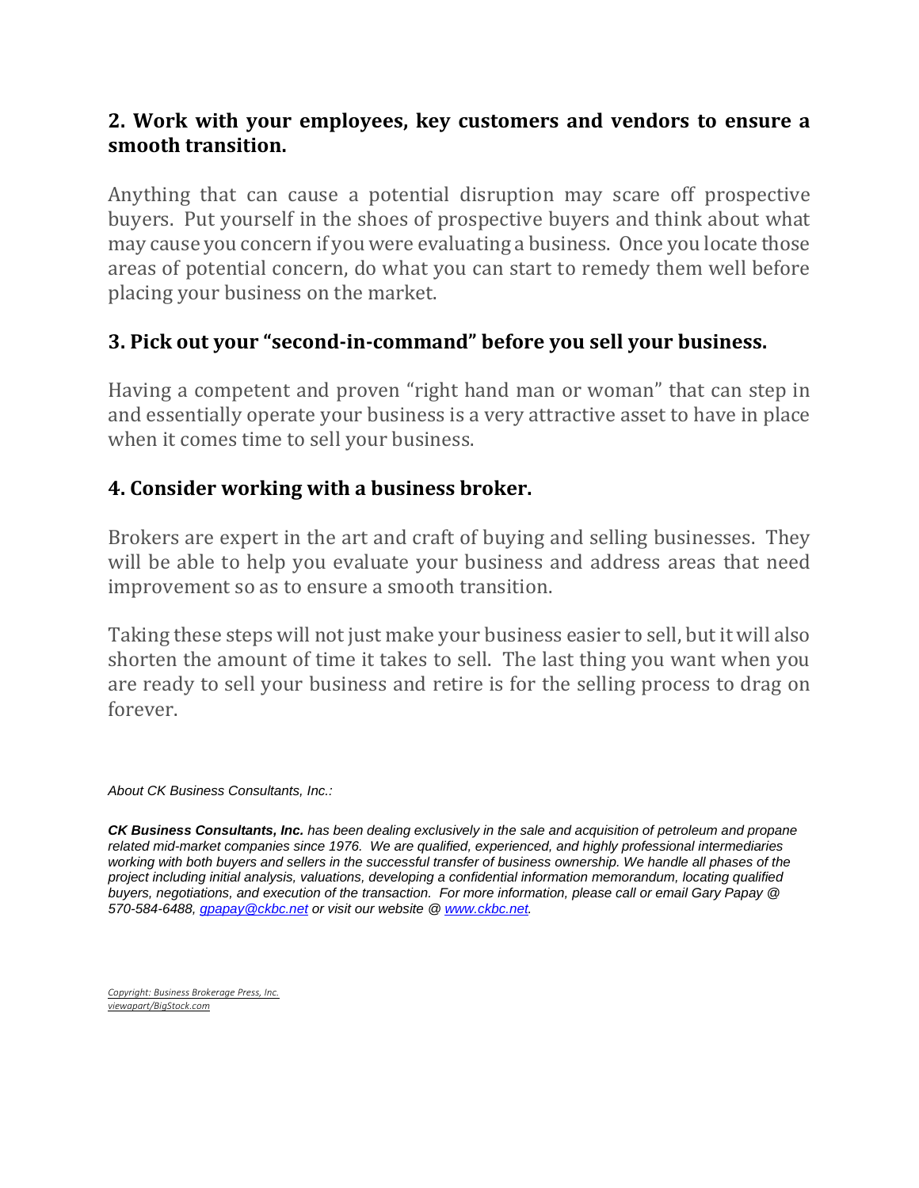## 2. Work with your employees, key customers and vendors to ensure a smooth transition.

Anything that can cause a potential disruption may scare off prospective buyers. Put yourself in the shoes of prospective buyers and think about what may cause you concern if you were evaluating a business. Once you locate those areas of potential concern, do what you can start to remedy them well before placing your business on the market.

## 3. Pick out your "second-in-command" before you sell your business.

Having a competent and proven "right hand man or woman" that can step in and essentially operate your business is a very attractive asset to have in place when it comes time to sell your business.

## 4. Consider working with a business broker.

Brokers are expert in the art and craft of buying and selling businesses. They will be able to help you evaluate your business and address areas that need improvement so as to ensure a smooth transition.

Taking these steps will not just make your business easier to sell, but it will also shorten the amount of time it takes to sell. The last thing you want when you are ready to sell your business and retire is for the selling process to drag on forever.

*About CK Business Consultants, Inc.:*

***CK Business Consultants, Inc.*** *has been dealing exclusively in the sale and acquisition of petroleum and propane related mid-market companies since 1976. We are qualified, experienced, and highly professional intermediaries working with both buyers and sellers in the successful transfer of business ownership. We handle all phases of the project including initial analysis, valuations, developing a confidential information memorandum, locating qualified buyers, negotiations, and execution of the transaction. For more information, please call or email Gary Papay @ 570-584-6488, gpapay@ckbc.net or visit our website @ www.ckbc.net.*

*Copyright: Business Brokerage Press, Inc.*
*viewapart/BigStock.com*